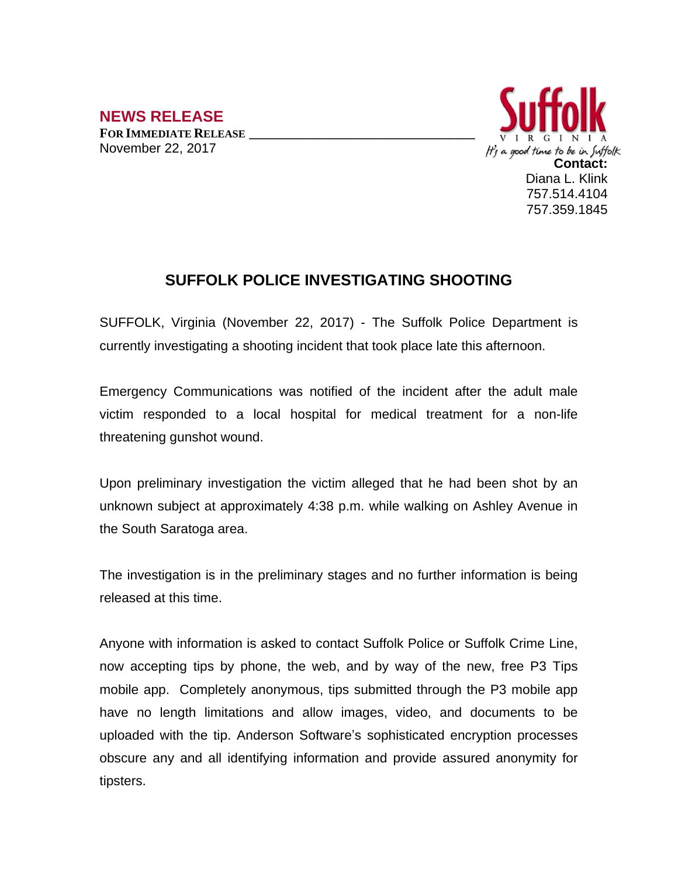**NEWS RELEASE**

**FOR IMMEDIATE RELEASE**

November 22, 2017

Suffolk

VIRGINIA

It's a good time to be in Suffolk

**Contact:**

Diana L. Klink

757.514.4104

757.359.1845

## SUFFOLK POLICE INVESTIGATING SHOOTING

SUFFOLK, Virginia (November 22, 2017) - The Suffolk Police Department is currently investigating a shooting incident that took place late this afternoon.

Emergency Communications was notified of the incident after the adult male victim responded to a local hospital for medical treatment for a non-life threatening gunshot wound.

Upon preliminary investigation the victim alleged that he had been shot by an unknown subject at approximately 4:38 p.m. while walking on Ashley Avenue in the South Saratoga area.

The investigation is in the preliminary stages and no further information is being released at this time.

Anyone with information is asked to contact Suffolk Police or Suffolk Crime Line, now accepting tips by phone, the web, and by way of the new, free P3 Tips mobile app. Completely anonymous, tips submitted through the P3 mobile app have no length limitations and allow images, video, and documents to be uploaded with the tip. Anderson Software's sophisticated encryption processes obscure any and all identifying information and provide assured anonymity for tipsters.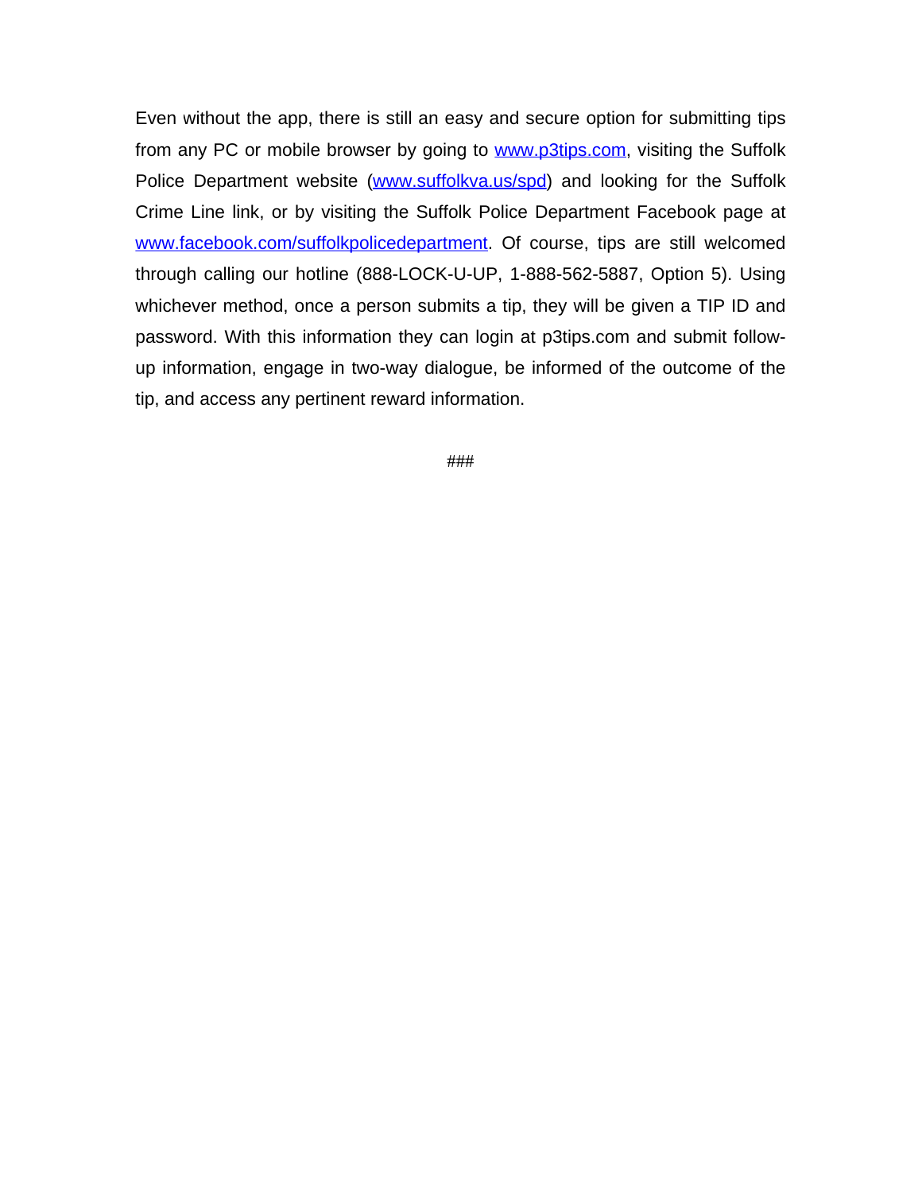Even without the app, there is still an easy and secure option for submitting tips from any PC or mobile browser by going to www.p3tips.com, visiting the Suffolk Police Department website (www.suffolkva.us/spd) and looking for the Suffolk Crime Line link, or by visiting the Suffolk Police Department Facebook page at www.facebook.com/suffolkpolicedepartment. Of course, tips are still welcomed through calling our hotline (888-LOCK-U-UP, 1-888-562-5887, Option 5). Using whichever method, once a person submits a tip, they will be given a TIP ID and password. With this information they can login at p3tips.com and submit follow-up information, engage in two-way dialogue, be informed of the outcome of the tip, and access any pertinent reward information.

###